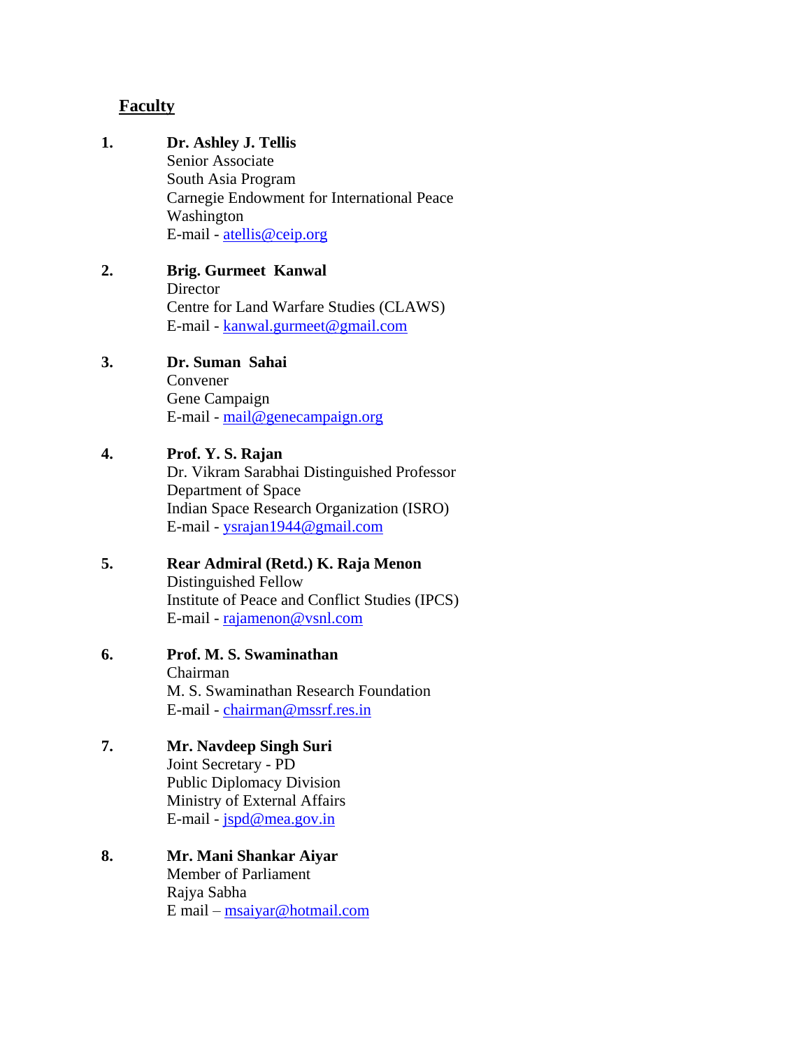## Faculty

1. **Dr. Ashley J. Tellis**  
   Senior Associate  
   South Asia Program  
   Carnegie Endowment for International Peace  
   Washington  
   E-mail - atellis@ceip.org

2. **Brig. Gurmeet Kanwal**  
   Director  
   Centre for Land Warfare Studies (CLAWS)  
   E-mail - kanwal.gurmeet@gmail.com

3. **Dr. Suman Sahai**  
   Convener  
   Gene Campaign  
   E-mail - mail@genecampaign.org

4. **Prof. Y. S. Rajan**  
   Dr. Vikram Sarabhai Distinguished Professor  
   Department of Space  
   Indian Space Research Organization (ISRO)  
   E-mail - ysrajan1944@gmail.com

5. **Rear Admiral (Retd.) K. Raja Menon**  
   Distinguished Fellow  
   Institute of Peace and Conflict Studies (IPCS)  
   E-mail - rajamenon@vsnl.com

6. **Prof. M. S. Swaminathan**  
   Chairman  
   M. S. Swaminathan Research Foundation  
   E-mail - chairman@mssrf.res.in

7. **Mr. Navdeep Singh Suri**  
   Joint Secretary - PD  
   Public Diplomacy Division  
   Ministry of External Affairs  
   E-mail - jspd@mea.gov.in

8. **Mr. Mani Shankar Aiyar**  
   Member of Parliament  
   Rajya Sabha  
   E mail – msaiyar@hotmail.com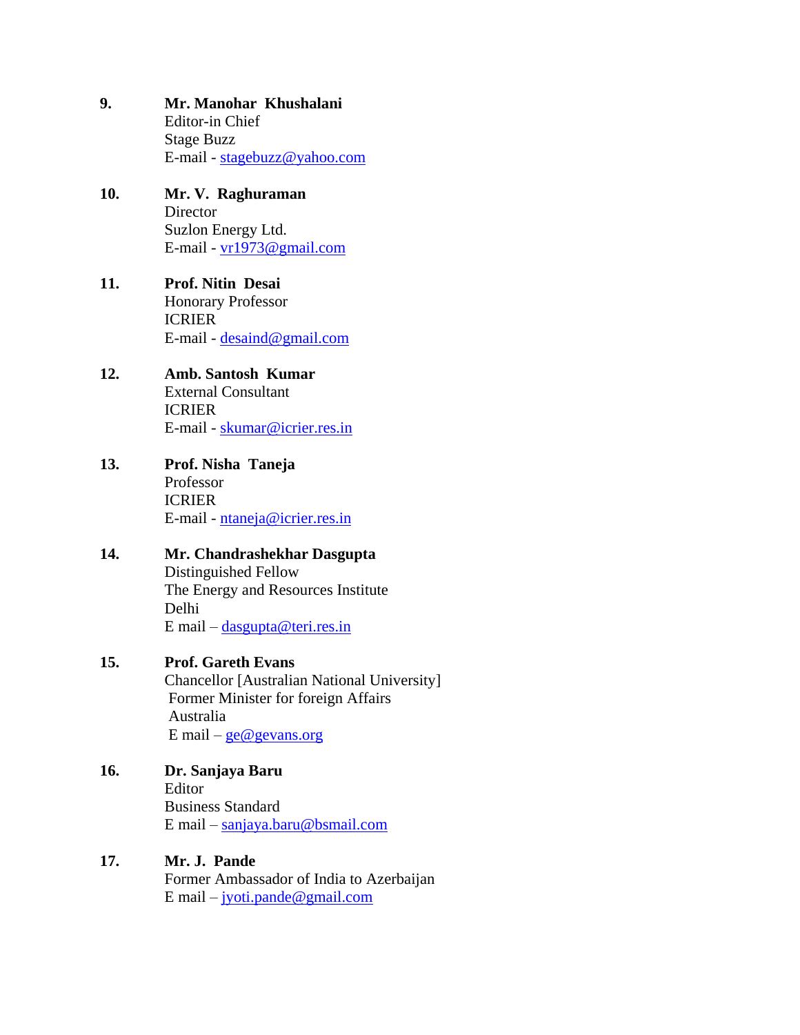9. **Mr. Manohar Khushalani**
   Editor-in Chief
   Stage Buzz
   E-mail - stagebuzz@yahoo.com

10. **Mr. V. Raghuraman**
    Director
    Suzlon Energy Ltd.
    E-mail - vr1973@gmail.com

11. **Prof. Nitin Desai**
    Honorary Professor
    ICRIER
    E-mail - desaind@gmail.com

12. **Amb. Santosh Kumar**
    External Consultant
    ICRIER
    E-mail - skumar@icrier.res.in

13. **Prof. Nisha Taneja**
    Professor
    ICRIER
    E-mail - ntaneja@icrier.res.in

14. **Mr. Chandrashekhar Dasgupta**
    Distinguished Fellow
    The Energy and Resources Institute
    Delhi
    E mail – dasgupta@teri.res.in

15. **Prof. Gareth Evans**
    Chancellor [Australian National University]
    Former Minister for foreign Affairs
    Australia
    E mail – ge@gevans.org

16. **Dr. Sanjaya Baru**
    Editor
    Business Standard
    E mail – sanjaya.baru@bsmail.com

17. **Mr. J. Pande**
    Former Ambassador of India to Azerbaijan
    E mail – jyoti.pande@gmail.com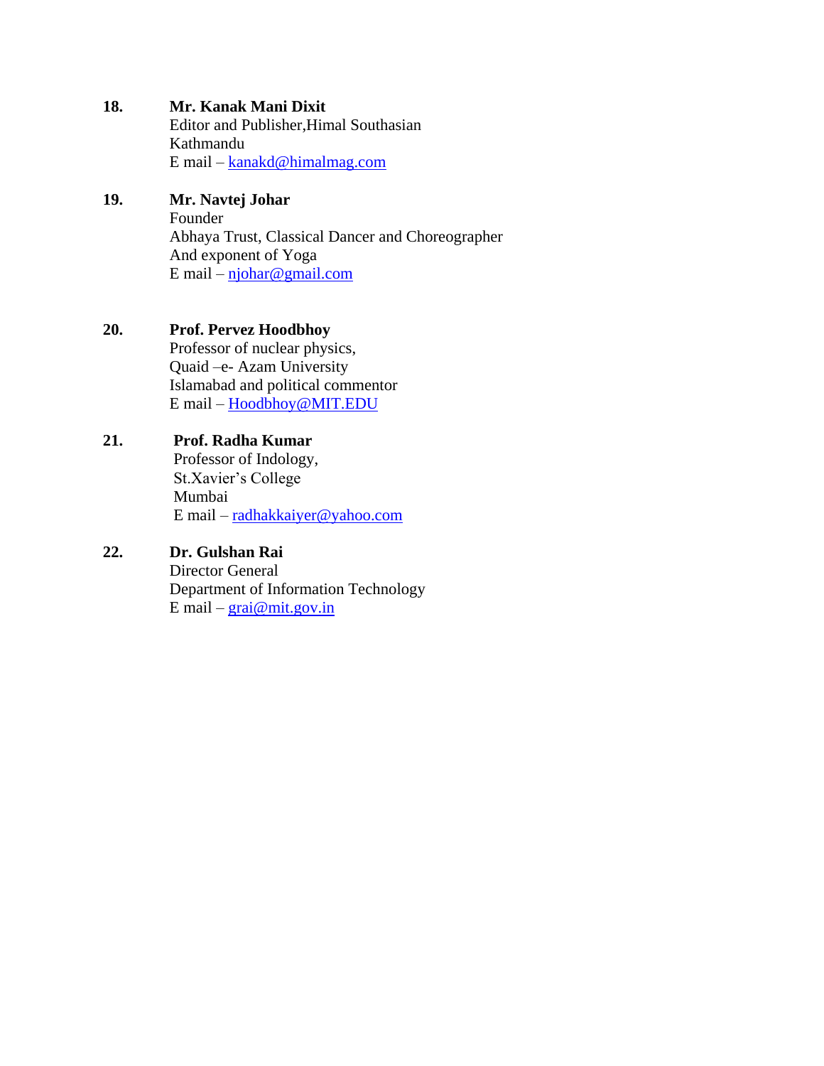18. **Mr. Kanak Mani Dixit**
    Editor and Publisher,Himal Southasian
    Kathmandu
    E mail – kanakd@himalmag.com

19. **Mr. Navtej Johar**
    Founder
    Abhaya Trust, Classical Dancer and Choreographer
    And exponent of Yoga
    E mail – njohar@gmail.com

20. **Prof. Pervez Hoodbhoy**
    Professor of nuclear physics,
    Quaid –e- Azam University
    Islamabad and political commentor
    E mail – Hoodbhoy@MIT.EDU

21. **Prof. Radha Kumar**
    Professor of Indology,
    St.Xavier's College
    Mumbai
    E mail – radhakkaiyer@yahoo.com

22. **Dr. Gulshan Rai**
    Director General
    Department of Information Technology
    E mail – grai@mit.gov.in